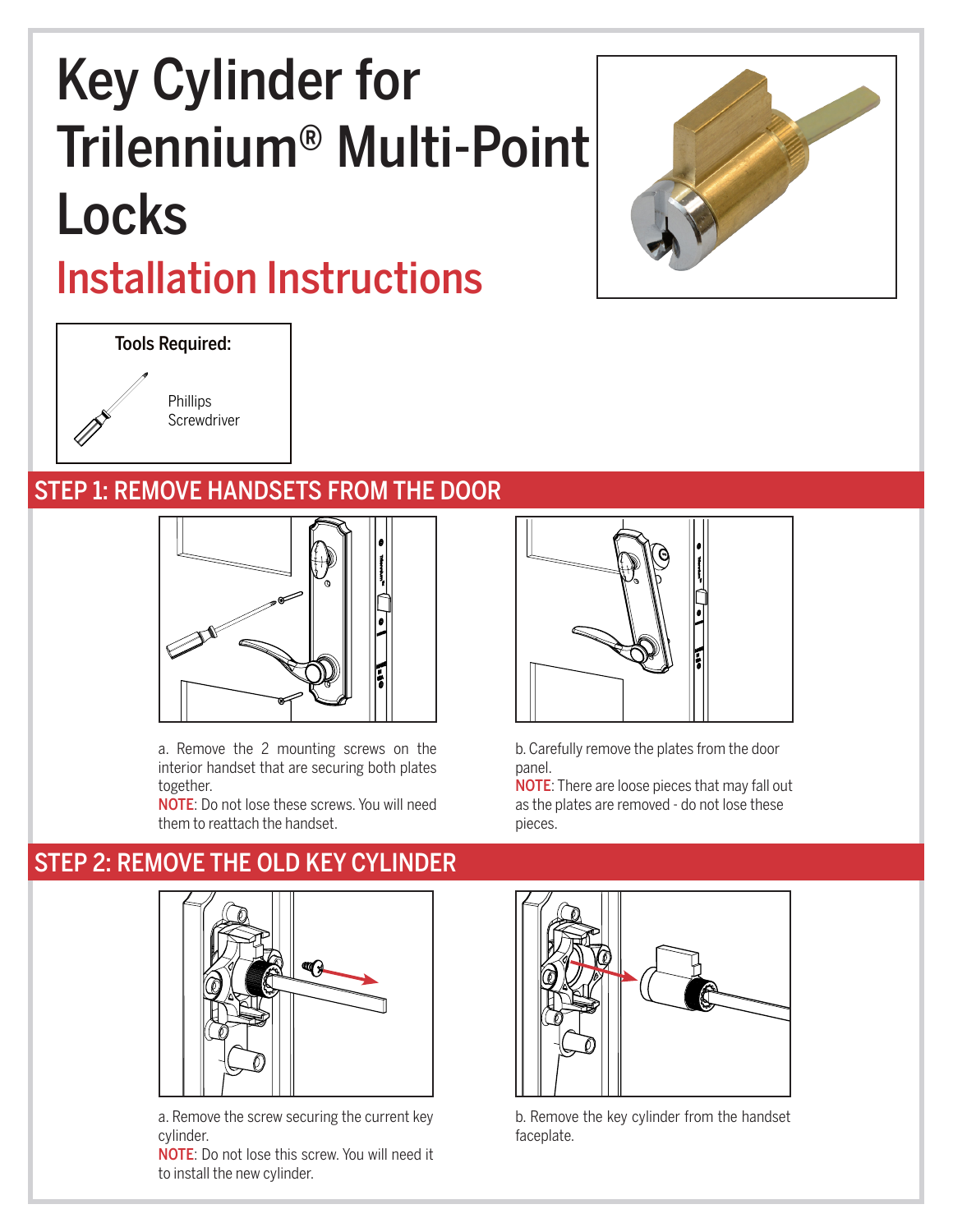# Key Cylinder for Trilennium® Multi-Point Locks

## Installation Instructions

**Tools Required:**

Phillips Screwdriver

## STEP 1: REMOVE HANDSETS FROM THE DOOR

a. Remove the 2 mounting screws on the interior handset that are securing both plates together.
NOTE: Do not lose these screws. You will need them to reattach the handset.

b. Carefully remove the plates from the door panel.
NOTE: There are loose pieces that may fall out as the plates are removed - do not lose these pieces.

## STEP 2: REMOVE THE OLD KEY CYLINDER

a. Remove the screw securing the current key cylinder.
NOTE: Do not lose this screw. You will need it to install the new cylinder.

b. Remove the key cylinder from the handset faceplate.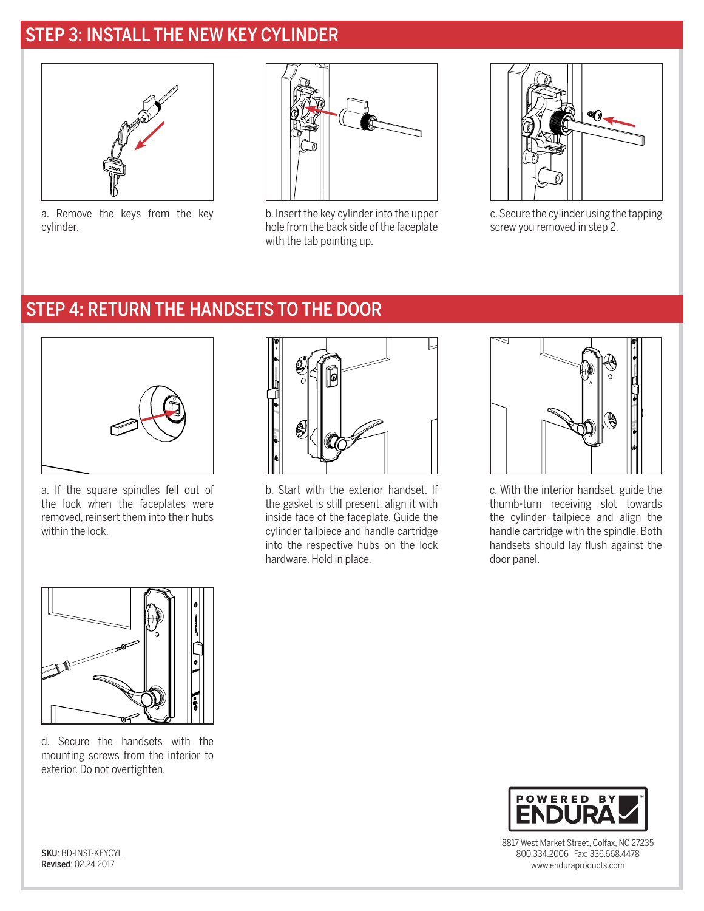## STEP 3: INSTALL THE NEW KEY CYLINDER

a. Remove the keys from the key cylinder.

b. Insert the key cylinder into the upper hole from the back side of the faceplate with the tab pointing up.

c. Secure the cylinder using the tapping screw you removed in step 2.

## STEP 4: RETURN THE HANDSETS TO THE DOOR

a. If the square spindles fell out of the lock when the faceplates were removed, reinsert them into their hubs within the lock.

b. Start with the exterior handset. If the gasket is still present, align it with inside face of the faceplate. Guide the cylinder tailpiece and handle cartridge into the respective hubs on the lock hardware. Hold in place.

c. With the interior handset, guide the thumb-turn receiving slot towards the cylinder tailpiece and align the handle cartridge with the spindle. Both handsets should lay flush against the door panel.

d. Secure the handsets with the mounting screws from the interior to exterior. Do not overtighten.

POWERED BY ENDURA™

8817 West Market Street, Colfax, NC 27235
800.334.2006 Fax: 336.668.4478
www.enduraproducts.com

**SKU**: BD-INST-KEYCYL
**Revised**: 02.24.2017